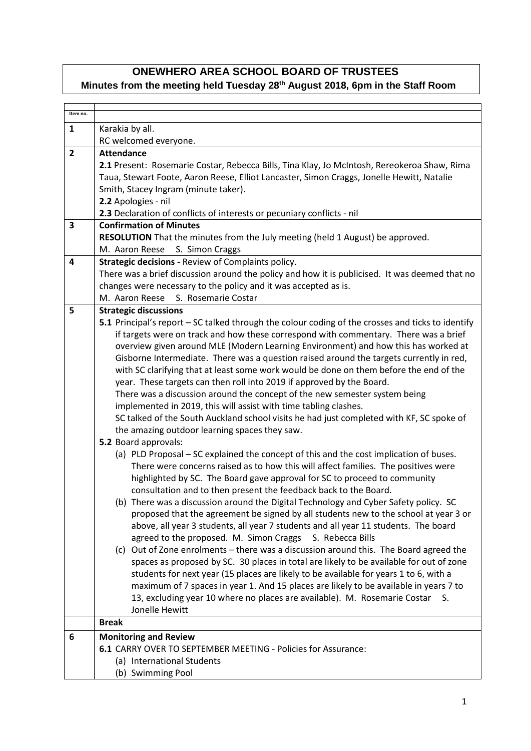# ONEWHERO AREA SCHOOL BOARD OF TRUSTEES

## Minutes from the meeting held Tuesday 28th August 2018, 6pm in the Staff Room

| Item no. | |
|---|---|
| 1 | Karakia by all.<br>RC welcomed everyone. |
| 2 | **Attendance**<br>**2.1** Present: Rosemarie Costar, Rebecca Bills, Tina Klay, Jo McIntosh, Rereokeroa Shaw, Rima Taua, Stewart Foote, Aaron Reese, Elliot Lancaster, Simon Craggs, Jonelle Hewitt, Natalie Smith, Stacey Ingram (minute taker).<br>**2.2** Apologies - nil<br>**2.3** Declaration of conflicts of interests or pecuniary conflicts - nil |
| 3 | **Confirmation of Minutes**<br>**RESOLUTION** That the minutes from the July meeting (held 1 August) be approved.<br>M. Aaron Reese S. Simon Craggs |
| 4 | **Strategic decisions -** Review of Complaints policy.<br>There was a brief discussion around the policy and how it is publicised. It was deemed that no changes were necessary to the policy and it was accepted as is.<br>M. Aaron Reese S. Rosemarie Costar |
| 5 | **Strategic discussions**<br>**5.1** Principal's report – SC talked through the colour coding of the crosses and ticks to identify if targets were on track and how these correspond with commentary. There was a brief overview given around MLE (Modern Learning Environment) and how this has worked at Gisborne Intermediate. There was a question raised around the targets currently in red, with SC clarifying that at least some work would be done on them before the end of the year. These targets can then roll into 2019 if approved by the Board.<br>There was a discussion around the concept of the new semester system being implemented in 2019, this will assist with time tabling clashes.<br>SC talked of the South Auckland school visits he had just completed with KF, SC spoke of the amazing outdoor learning spaces they saw.<br>**5.2** Board approvals:<br>(a) PLD Proposal – SC explained the concept of this and the cost implication of buses. There were concerns raised as to how this will affect families. The positives were highlighted by SC. The Board gave approval for SC to proceed to community consultation and to then present the feedback back to the Board.<br>(b) There was a discussion around the Digital Technology and Cyber Safety policy. SC proposed that the agreement be signed by all students new to the school at year 3 or above, all year 3 students, all year 7 students and all year 11 students. The board agreed to the proposed. M. Simon Craggs S. Rebecca Bills<br>(c) Out of Zone enrolments – there was a discussion around this. The Board agreed the spaces as proposed by SC. 30 places in total are likely to be available for out of zone students for next year (15 places are likely to be available for years 1 to 6, with a maximum of 7 spaces in year 1. And 15 places are likely to be available in years 7 to 13, excluding year 10 where no places are available). M. Rosemarie Costar S. Jonelle Hewitt |
| | **Break** |
| 6 | **Monitoring and Review**<br>**6.1** CARRY OVER TO SEPTEMBER MEETING - Policies for Assurance:<br>(a) International Students<br>(b) Swimming Pool |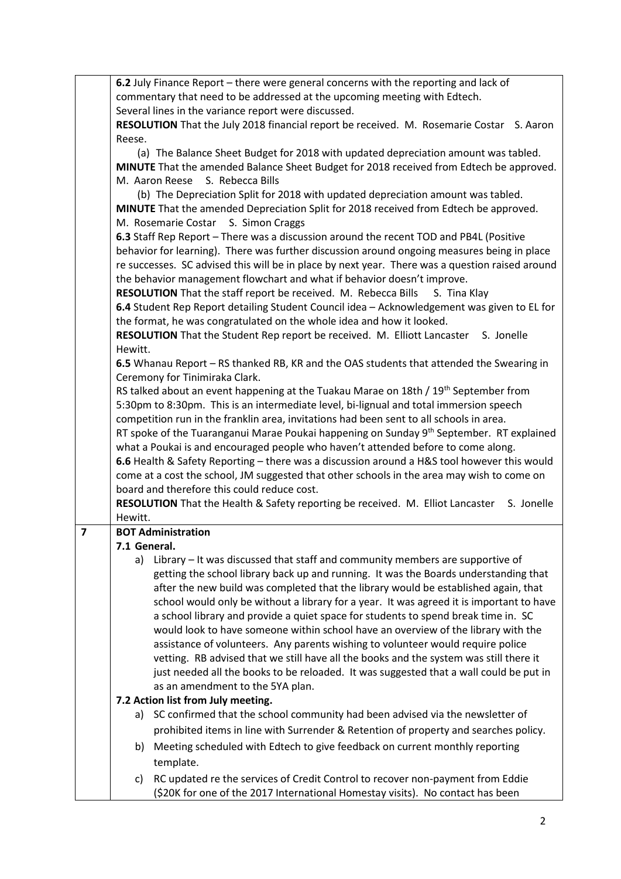|  |  |
|---|---|
|  | **6.2** July Finance Report – there were general concerns with the reporting and lack of commentary that need to be addressed at the upcoming meeting with Edtech.<br>Several lines in the variance report were discussed.<br>**RESOLUTION** That the July 2018 financial report be received. M. Rosemarie Costar S. Aaron Reese.<br>(a) The Balance Sheet Budget for 2018 with updated depreciation amount was tabled.<br>**MINUTE** That the amended Balance Sheet Budget for 2018 received from Edtech be approved. M. Aaron Reese S. Rebecca Bills<br>(b) The Depreciation Split for 2018 with updated depreciation amount was tabled.<br>**MINUTE** That the amended Depreciation Split for 2018 received from Edtech be approved. M. Rosemarie Costar S. Simon Craggs<br>**6.3** Staff Rep Report – There was a discussion around the recent TOD and PB4L (Positive behavior for learning). There was further discussion around ongoing measures being in place re successes. SC advised this will be in place by next year. There was a question raised around the behavior management flowchart and what if behavior doesn't improve.<br>**RESOLUTION** That the staff report be received. M. Rebecca Bills S. Tina Klay<br>**6.4** Student Rep Report detailing Student Council idea – Acknowledgement was given to EL for the format, he was congratulated on the whole idea and how it looked.<br>**RESOLUTION** That the Student Rep report be received. M. Elliott Lancaster S. Jonelle Hewitt.<br>**6.5** Whanau Report – RS thanked RB, KR and the OAS students that attended the Swearing in Ceremony for Tinimiraka Clark.<br>RS talked about an event happening at the Tuakau Marae on 18th / 19th September from 5:30pm to 8:30pm. This is an intermediate level, bi-lignual and total immersion speech competition run in the franklin area, invitations had been sent to all schools in area.<br>RT spoke of the Tuaranganui Marae Poukai happening on Sunday 9th September. RT explained what a Poukai is and encouraged people who haven't attended before to come along.<br>**6.6** Health & Safety Reporting – there was a discussion around a H&S tool however this would come at a cost the school, JM suggested that other schools in the area may wish to come on board and therefore this could reduce cost.<br>**RESOLUTION** That the Health & Safety reporting be received. M. Elliot Lancaster S. Jonelle Hewitt. |
| **7** | **BOT Administration**<br>**7.1 General.**<br>a) Library – It was discussed that staff and community members are supportive of getting the school library back up and running. It was the Boards understanding that after the new build was completed that the library would be established again, that school would only be without a library for a year. It was agreed it is important to have a school library and provide a quiet space for students to spend break time in. SC would look to have someone within school have an overview of the library with the assistance of volunteers. Any parents wishing to volunteer would require police vetting. RB advised that we still have all the books and the system was still there it just needed all the books to be reloaded. It was suggested that a wall could be put in as an amendment to the 5YA plan.<br>**7.2 Action list from July meeting.**<br>a) SC confirmed that the school community had been advised via the newsletter of prohibited items in line with Surrender & Retention of property and searches policy.<br>b) Meeting scheduled with Edtech to give feedback on current monthly reporting template.<br>c) RC updated re the services of Credit Control to recover non-payment from Eddie ($20K for one of the 2017 International Homestay visits). No contact has been |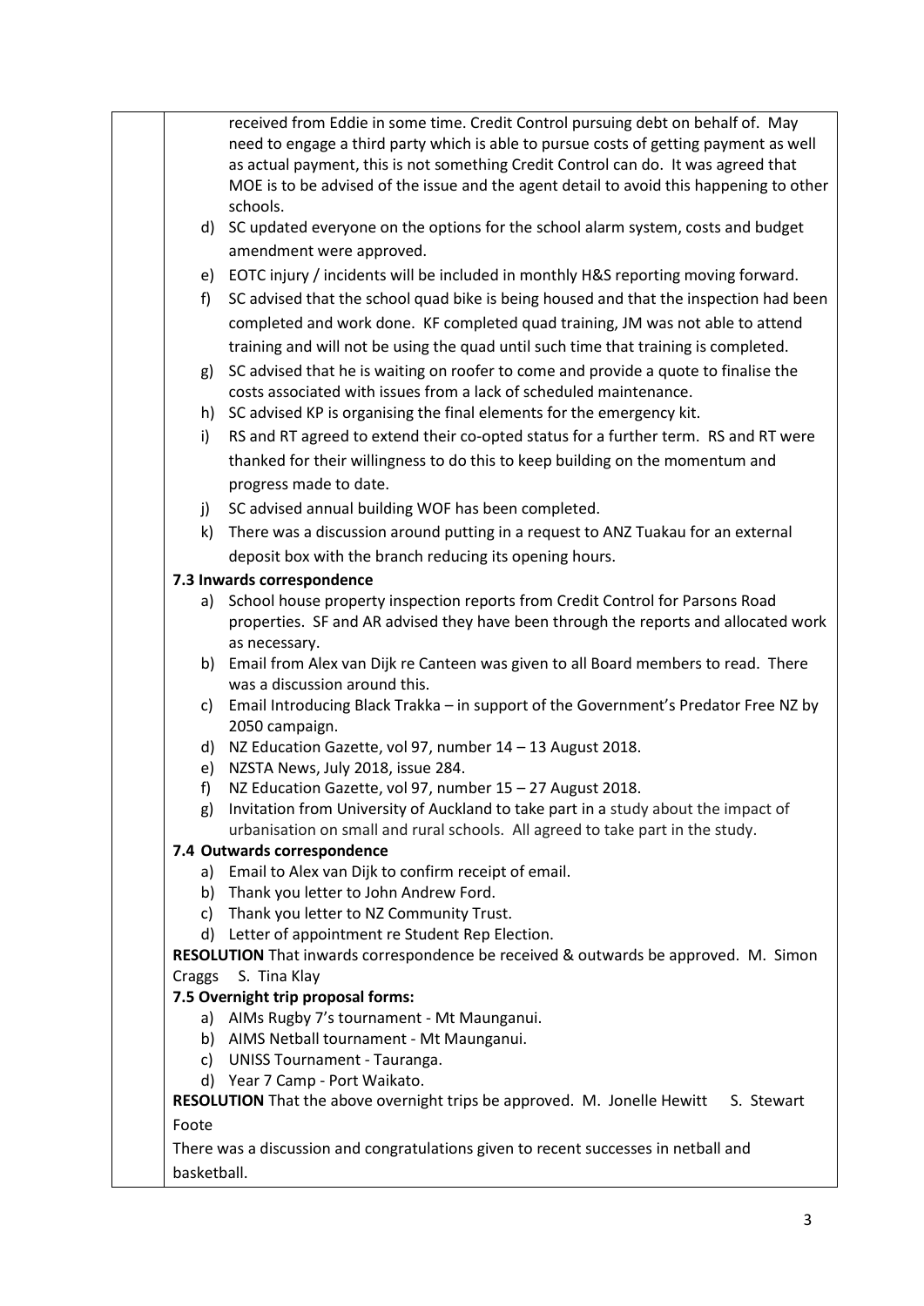received from Eddie in some time. Credit Control pursuing debt on behalf of. May need to engage a third party which is able to pursue costs of getting payment as well as actual payment, this is not something Credit Control can do. It was agreed that MOE is to be advised of the issue and the agent detail to avoid this happening to other schools.

d) SC updated everyone on the options for the school alarm system, costs and budget amendment were approved.

e) EOTC injury / incidents will be included in monthly H&S reporting moving forward.

f) SC advised that the school quad bike is being housed and that the inspection had been completed and work done. KF completed quad training, JM was not able to attend training and will not be using the quad until such time that training is completed.

g) SC advised that he is waiting on roofer to come and provide a quote to finalise the costs associated with issues from a lack of scheduled maintenance.

h) SC advised KP is organising the final elements for the emergency kit.

i) RS and RT agreed to extend their co-opted status for a further term. RS and RT were thanked for their willingness to do this to keep building on the momentum and progress made to date.

j) SC advised annual building WOF has been completed.

k) There was a discussion around putting in a request to ANZ Tuakau for an external deposit box with the branch reducing its opening hours.

**7.3 Inwards correspondence**

a) School house property inspection reports from Credit Control for Parsons Road properties. SF and AR advised they have been through the reports and allocated work as necessary.

b) Email from Alex van Dijk re Canteen was given to all Board members to read. There was a discussion around this.

c) Email Introducing Black Trakka – in support of the Government's Predator Free NZ by 2050 campaign.

d) NZ Education Gazette, vol 97, number 14 – 13 August 2018.

e) NZSTA News, July 2018, issue 284.

f) NZ Education Gazette, vol 97, number 15 – 27 August 2018.

g) Invitation from University of Auckland to take part in a study about the impact of urbanisation on small and rural schools. All agreed to take part in the study.

**7.4 Outwards correspondence**

a) Email to Alex van Dijk to confirm receipt of email.

b) Thank you letter to John Andrew Ford.

c) Thank you letter to NZ Community Trust.

d) Letter of appointment re Student Rep Election.

**RESOLUTION** That inwards correspondence be received & outwards be approved. M. Simon Craggs S. Tina Klay

**7.5 Overnight trip proposal forms:**

a) AIMs Rugby 7's tournament - Mt Maunganui.

b) AIMS Netball tournament - Mt Maunganui.

c) UNISS Tournament - Tauranga.

d) Year 7 Camp - Port Waikato.

**RESOLUTION** That the above overnight trips be approved. M. Jonelle Hewitt S. Stewart Foote

There was a discussion and congratulations given to recent successes in netball and basketball.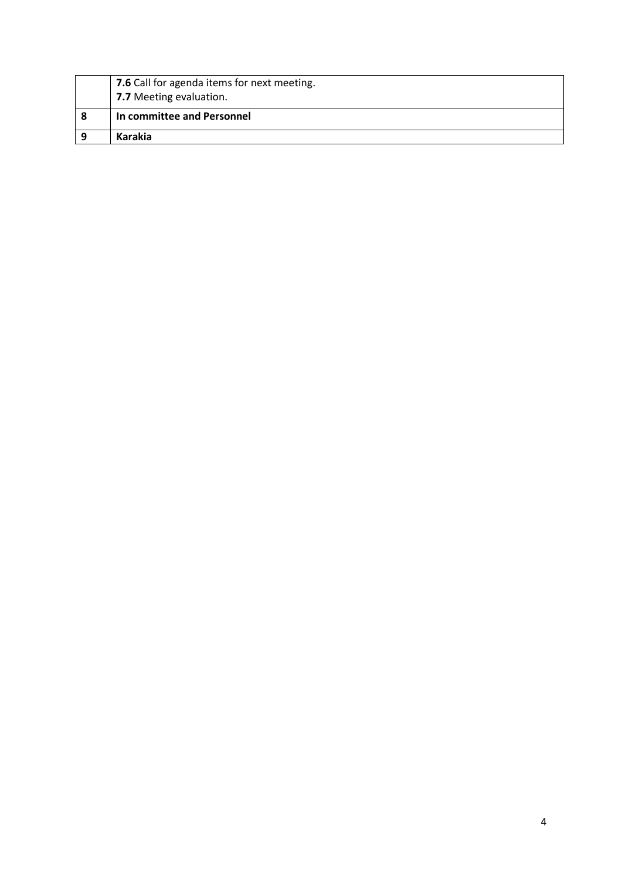| | |
|---|---|
| | **7.6** Call for agenda items for next meeting.<br>**7.7** Meeting evaluation. |
| **8** | **In committee and Personnel** |
| **9** | **Karakia** |